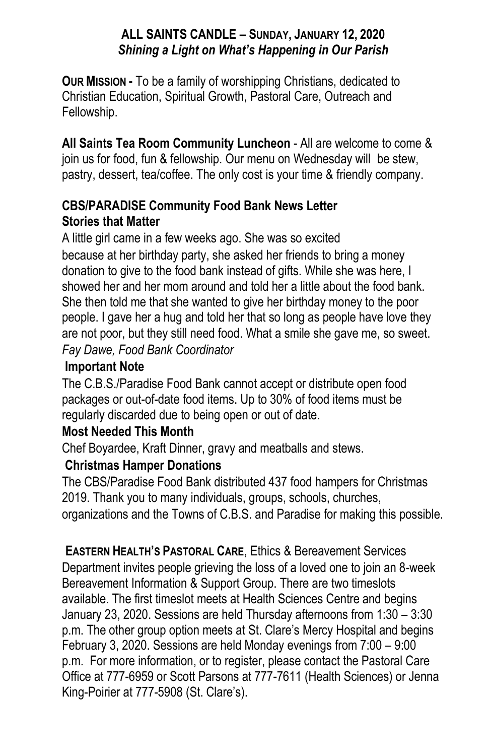## ALL SAINTS CANDLE – SUNDAY, JANUARY 12, 2020

***Shining a Light on What's Happening in Our Parish***

**OUR MISSION -** To be a family of worshipping Christians, dedicated to Christian Education, Spiritual Growth, Pastoral Care, Outreach and Fellowship.

**All Saints Tea Room Community Luncheon** - All are welcome to come & join us for food, fun & fellowship. Our menu on Wednesday will be stew, pastry, dessert, tea/coffee. The only cost is your time & friendly company.

### CBS/PARADISE Community Food Bank News Letter

**Stories that Matter**

A little girl came in a few weeks ago. She was so excited because at her birthday party, she asked her friends to bring a money donation to give to the food bank instead of gifts. While she was here, I showed her and her mom around and told her a little about the food bank. She then told me that she wanted to give her birthday money to the poor people. I gave her a hug and told her that so long as people have love they are not poor, but they still need food. What a smile she gave me, so sweet.
*Fay Dawe, Food Bank Coordinator*

**Important Note**

The C.B.S./Paradise Food Bank cannot accept or distribute open food packages or out-of-date food items. Up to 30% of food items must be regularly discarded due to being open or out of date.

**Most Needed This Month**

Chef Boyardee, Kraft Dinner, gravy and meatballs and stews.

**Christmas Hamper Donations**

The CBS/Paradise Food Bank distributed 437 food hampers for Christmas 2019. Thank you to many individuals, groups, schools, churches, organizations and the Towns of C.B.S. and Paradise for making this possible.

**EASTERN HEALTH'S PASTORAL CARE**, Ethics & Bereavement Services Department invites people grieving the loss of a loved one to join an 8-week Bereavement Information & Support Group. There are two timeslots available. The first timeslot meets at Health Sciences Centre and begins January 23, 2020. Sessions are held Thursday afternoons from 1:30 – 3:30 p.m. The other group option meets at St. Clare's Mercy Hospital and begins February 3, 2020. Sessions are held Monday evenings from 7:00 – 9:00 p.m. For more information, or to register, please contact the Pastoral Care Office at 777-6959 or Scott Parsons at 777-7611 (Health Sciences) or Jenna King-Poirier at 777-5908 (St. Clare's).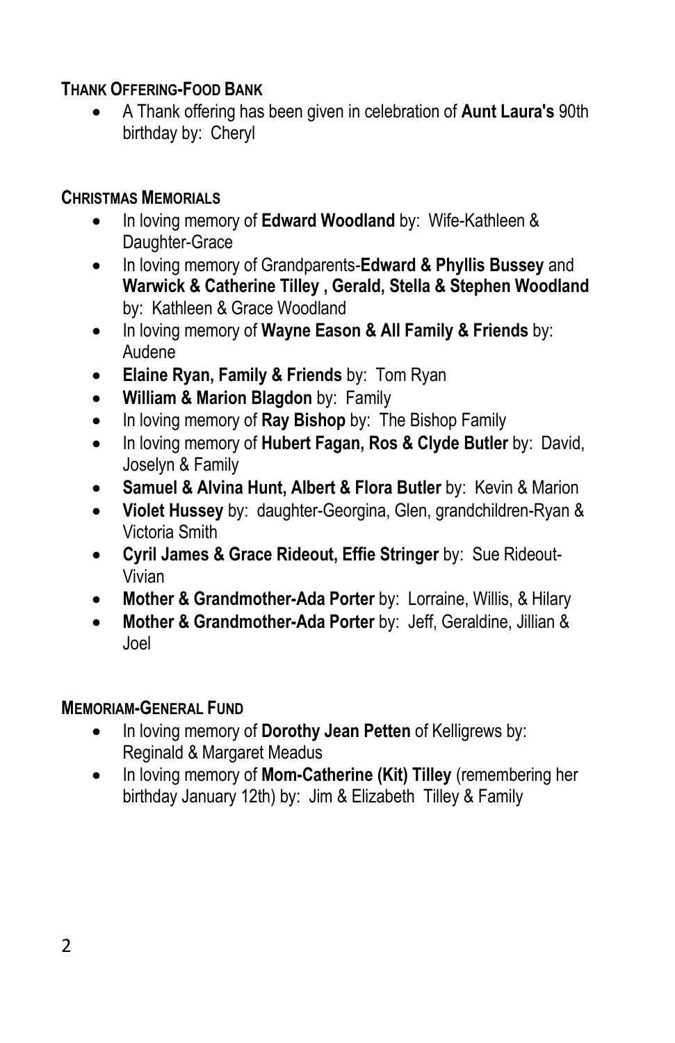**THANK OFFERING-FOOD BANK**

- A Thank offering has been given in celebration of **Aunt Laura's** 90th birthday by: Cheryl

**CHRISTMAS MEMORIALS**

- In loving memory of **Edward Woodland** by: Wife-Kathleen & Daughter-Grace
- In loving memory of Grandparents-**Edward & Phyllis Bussey** and **Warwick & Catherine Tilley , Gerald, Stella & Stephen Woodland** by: Kathleen & Grace Woodland
- In loving memory of **Wayne Eason & All Family & Friends** by: Audene
- **Elaine Ryan, Family & Friends** by: Tom Ryan
- **William & Marion Blagdon** by: Family
- In loving memory of **Ray Bishop** by: The Bishop Family
- In loving memory of **Hubert Fagan, Ros & Clyde Butler** by: David, Joselyn & Family
- **Samuel & Alvina Hunt, Albert & Flora Butler** by: Kevin & Marion
- **Violet Hussey** by: daughter-Georgina, Glen, grandchildren-Ryan & Victoria Smith
- **Cyril James & Grace Rideout, Effie Stringer** by: Sue Rideout-Vivian
- **Mother & Grandmother-Ada Porter** by: Lorraine, Willis, & Hilary
- **Mother & Grandmother-Ada Porter** by: Jeff, Geraldine, Jillian & Joel

**MEMORIAM-GENERAL FUND**

- In loving memory of **Dorothy Jean Petten** of Kelligrews by: Reginald & Margaret Meadus
- In loving memory of **Mom-Catherine (Kit) Tilley** (remembering her birthday January 12th) by: Jim & Elizabeth Tilley & Family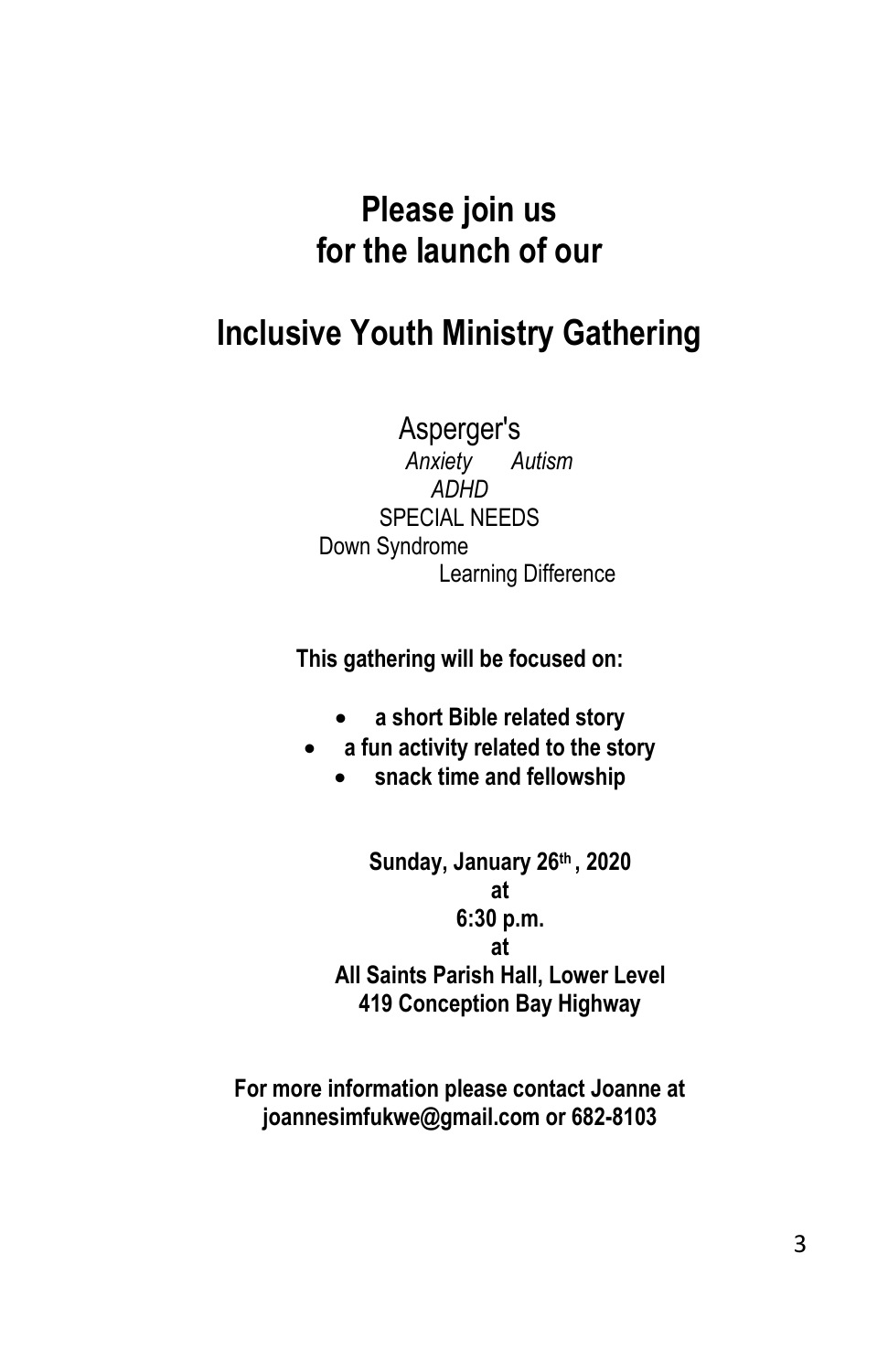# Please join us for the launch of our

# Inclusive Youth Ministry Gathering

Asperger's

*Anxiety* *Autism*

*ADHD*

SPECIAL NEEDS

Down Syndrome

Learning Difference

**This gathering will be focused on:**

- **a short Bible related story**
- **a fun activity related to the story**
- **snack time and fellowship**

**Sunday, January 26th , 2020**
**at**
**6:30 p.m.**
**at**
**All Saints Parish Hall, Lower Level**
**419 Conception Bay Highway**

**For more information please contact Joanne at joannesimfukwe@gmail.com or 682-8103**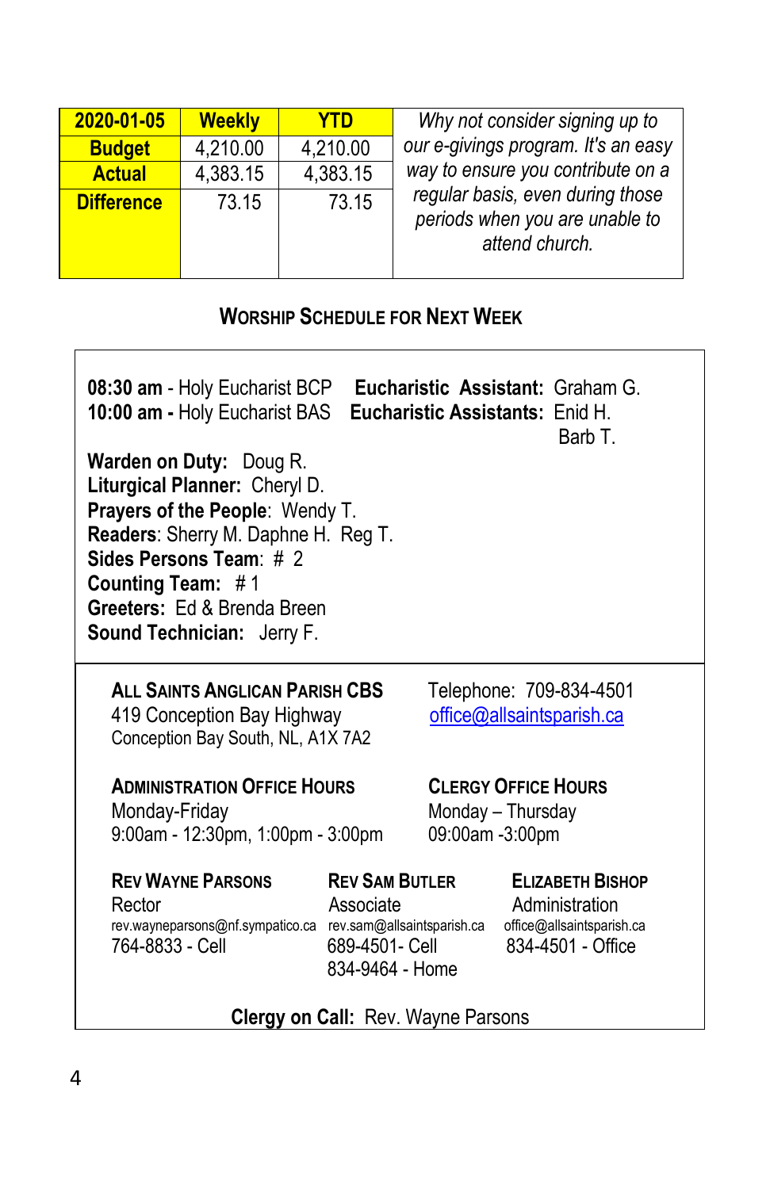| 2020-01-05 | Weekly | YTD |
|---|---|---|
| **Budget** | 4,210.00 | 4,210.00 |
| **Actual** | 4,383.15 | 4,383.15 |
| **Difference** | 73.15 | 73.15 |

*Why not consider signing up to our e-givings program. It's an easy way to ensure you contribute on a regular basis, even during those periods when you are unable to attend church.*

## WORSHIP SCHEDULE FOR NEXT WEEK

**08:30 am** - Holy Eucharist BCP **Eucharistic Assistant:** Graham G.
**10:00 am -** Holy Eucharist BAS **Eucharistic Assistants:** Enid H.
Barb T.

**Warden on Duty:** Doug R.
**Liturgical Planner:** Cheryl D.
**Prayers of the People**: Wendy T.
**Readers**: Sherry M. Daphne H. Reg T.
**Sides Persons Team**: # 2
**Counting Team:** # 1
**Greeters:** Ed & Brenda Breen
**Sound Technician:** Jerry F.

**ALL SAINTS ANGLICAN PARISH CBS**
419 Conception Bay Highway
Conception Bay South, NL, A1X 7A2

Telephone: 709-834-4501
office@allsaintsparish.ca

**ADMINISTRATION OFFICE HOURS**
Monday-Friday
9:00am - 12:30pm, 1:00pm - 3:00pm

**CLERGY OFFICE HOURS**
Monday – Thursday
09:00am -3:00pm

**REV WAYNE PARSONS**
Rector
rev.wayneparsons@nf.sympatico.ca
764-8833 - Cell

**REV SAM BUTLER**
Associate
rev.sam@allsaintsparish.ca
689-4501- Cell
834-9464 - Home

**ELIZABETH BISHOP**
Administration
office@allsaintsparish.ca
834-4501 - Office

**Clergy on Call:** Rev. Wayne Parsons